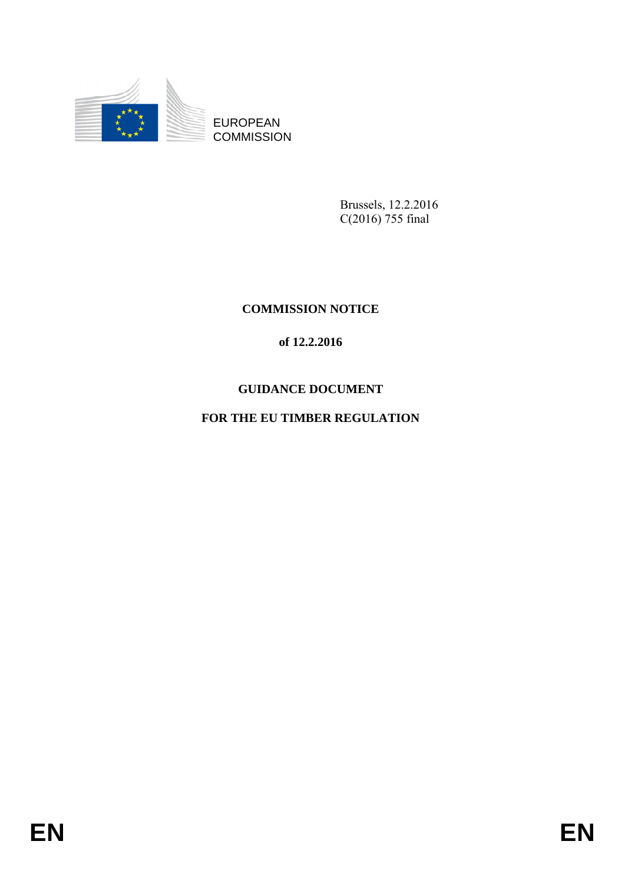EUROPEAN
COMMISSION

Brussels, 12.2.2016
C(2016) 755 final

# COMMISSION NOTICE

**of 12.2.2016**

# GUIDANCE DOCUMENT

# FOR THE EU TIMBER REGULATION

EN EN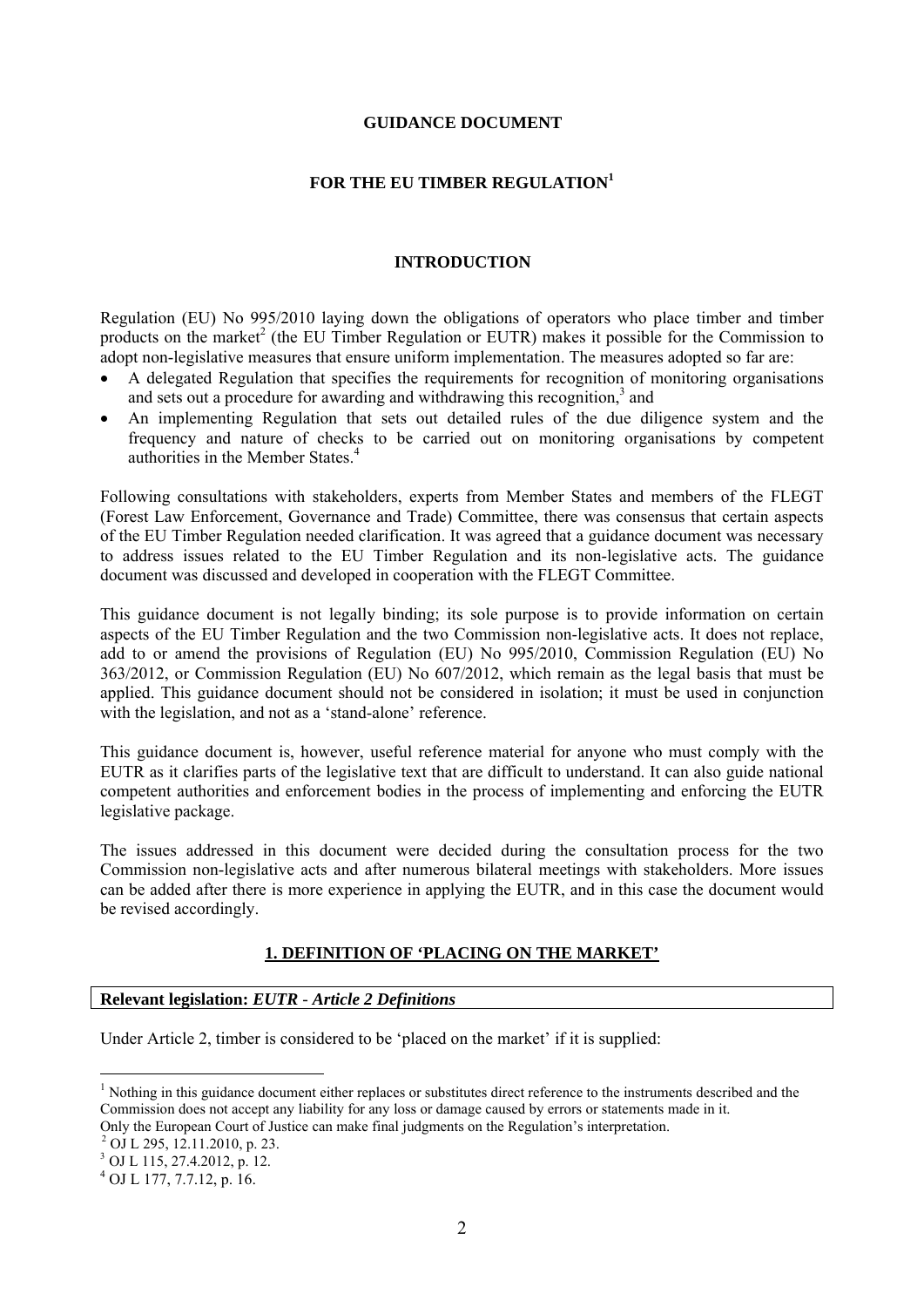**GUIDANCE DOCUMENT**

**FOR THE EU TIMBER REGULATION**[1]

**INTRODUCTION**

Regulation (EU) No 995/2010 laying down the obligations of operators who place timber and timber products on the market[2] (the EU Timber Regulation or EUTR) makes it possible for the Commission to adopt non-legislative measures that ensure uniform implementation. The measures adopted so far are:

- A delegated Regulation that specifies the requirements for recognition of monitoring organisations and sets out a procedure for awarding and withdrawing this recognition,[3] and
- An implementing Regulation that sets out detailed rules of the due diligence system and the frequency and nature of checks to be carried out on monitoring organisations by competent authorities in the Member States.[4]

Following consultations with stakeholders, experts from Member States and members of the FLEGT (Forest Law Enforcement, Governance and Trade) Committee, there was consensus that certain aspects of the EU Timber Regulation needed clarification. It was agreed that a guidance document was necessary to address issues related to the EU Timber Regulation and its non-legislative acts. The guidance document was discussed and developed in cooperation with the FLEGT Committee.

This guidance document is not legally binding; its sole purpose is to provide information on certain aspects of the EU Timber Regulation and the two Commission non-legislative acts. It does not replace, add to or amend the provisions of Regulation (EU) No 995/2010, Commission Regulation (EU) No 363/2012, or Commission Regulation (EU) No 607/2012, which remain as the legal basis that must be applied. This guidance document should not be considered in isolation; it must be used in conjunction with the legislation, and not as a 'stand-alone' reference.

This guidance document is, however, useful reference material for anyone who must comply with the EUTR as it clarifies parts of the legislative text that are difficult to understand. It can also guide national competent authorities and enforcement bodies in the process of implementing and enforcing the EUTR legislative package.

The issues addressed in this document were decided during the consultation process for the two Commission non-legislative acts and after numerous bilateral meetings with stakeholders. More issues can be added after there is more experience in applying the EUTR, and in this case the document would be revised accordingly.

## 1. DEFINITION OF 'PLACING ON THE MARKET'

**Relevant legislation:** ***EUTR - Article 2 Definitions***

Under Article 2, timber is considered to be 'placed on the market' if it is supplied:

---

[1] Nothing in this guidance document either replaces or substitutes direct reference to the instruments described and the Commission does not accept any liability for any loss or damage caused by errors or statements made in it. Only the European Court of Justice can make final judgments on the Regulation's interpretation.

[2] OJ L 295, 12.11.2010, p. 23.

[3] OJ L 115, 27.4.2012, p. 12.

[4] OJ L 177, 7.7.12, p. 16.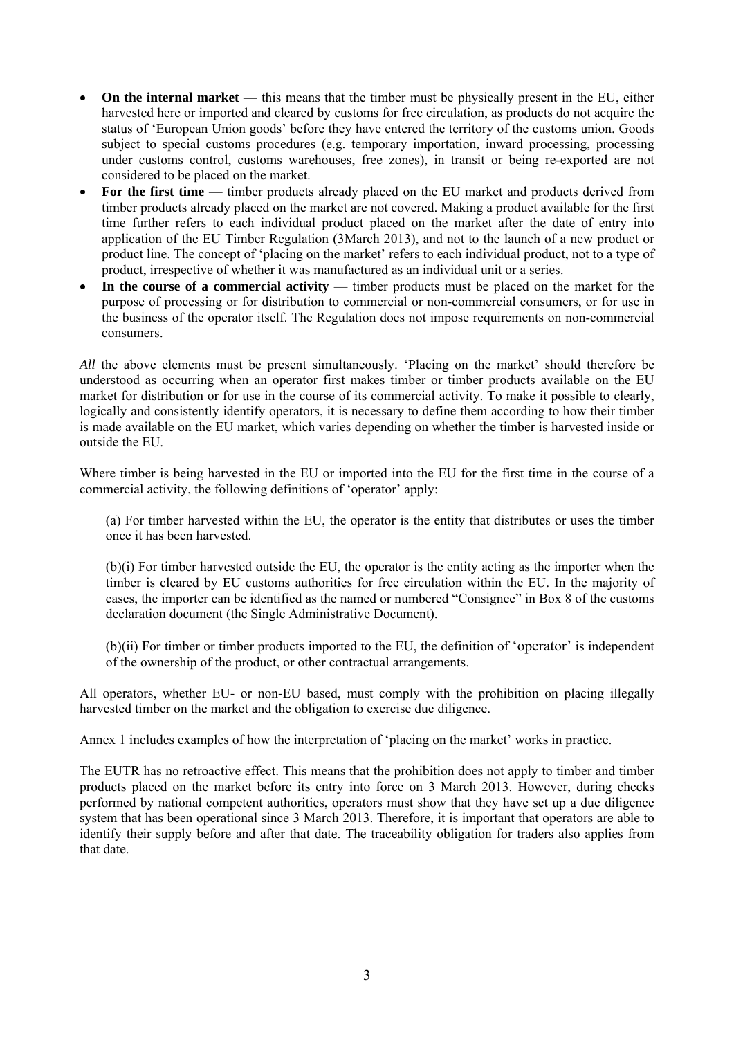- **On the internal market** — this means that the timber must be physically present in the EU, either harvested here or imported and cleared by customs for free circulation, as products do not acquire the status of 'European Union goods' before they have entered the territory of the customs union. Goods subject to special customs procedures (e.g. temporary importation, inward processing, processing under customs control, customs warehouses, free zones), in transit or being re-exported are not considered to be placed on the market.
- **For the first time** — timber products already placed on the EU market and products derived from timber products already placed on the market are not covered. Making a product available for the first time further refers to each individual product placed on the market after the date of entry into application of the EU Timber Regulation (3March 2013), and not to the launch of a new product or product line. The concept of 'placing on the market' refers to each individual product, not to a type of product, irrespective of whether it was manufactured as an individual unit or a series.
- **In the course of a commercial activity** — timber products must be placed on the market for the purpose of processing or for distribution to commercial or non-commercial consumers, or for use in the business of the operator itself. The Regulation does not impose requirements on non-commercial consumers.

*All* the above elements must be present simultaneously. 'Placing on the market' should therefore be understood as occurring when an operator first makes timber or timber products available on the EU market for distribution or for use in the course of its commercial activity. To make it possible to clearly, logically and consistently identify operators, it is necessary to define them according to how their timber is made available on the EU market, which varies depending on whether the timber is harvested inside or outside the EU.

Where timber is being harvested in the EU or imported into the EU for the first time in the course of a commercial activity, the following definitions of 'operator' apply:

> (a) For timber harvested within the EU, the operator is the entity that distributes or uses the timber once it has been harvested.
>
> (b)(i) For timber harvested outside the EU, the operator is the entity acting as the importer when the timber is cleared by EU customs authorities for free circulation within the EU. In the majority of cases, the importer can be identified as the named or numbered "Consignee" in Box 8 of the customs declaration document (the Single Administrative Document).
>
> (b)(ii) For timber or timber products imported to the EU, the definition of 'operator' is independent of the ownership of the product, or other contractual arrangements.

All operators, whether EU- or non-EU based, must comply with the prohibition on placing illegally harvested timber on the market and the obligation to exercise due diligence.

Annex 1 includes examples of how the interpretation of 'placing on the market' works in practice.

The EUTR has no retroactive effect. This means that the prohibition does not apply to timber and timber products placed on the market before its entry into force on 3 March 2013. However, during checks performed by national competent authorities, operators must show that they have set up a due diligence system that has been operational since 3 March 2013. Therefore, it is important that operators are able to identify their supply before and after that date. The traceability obligation for traders also applies from that date.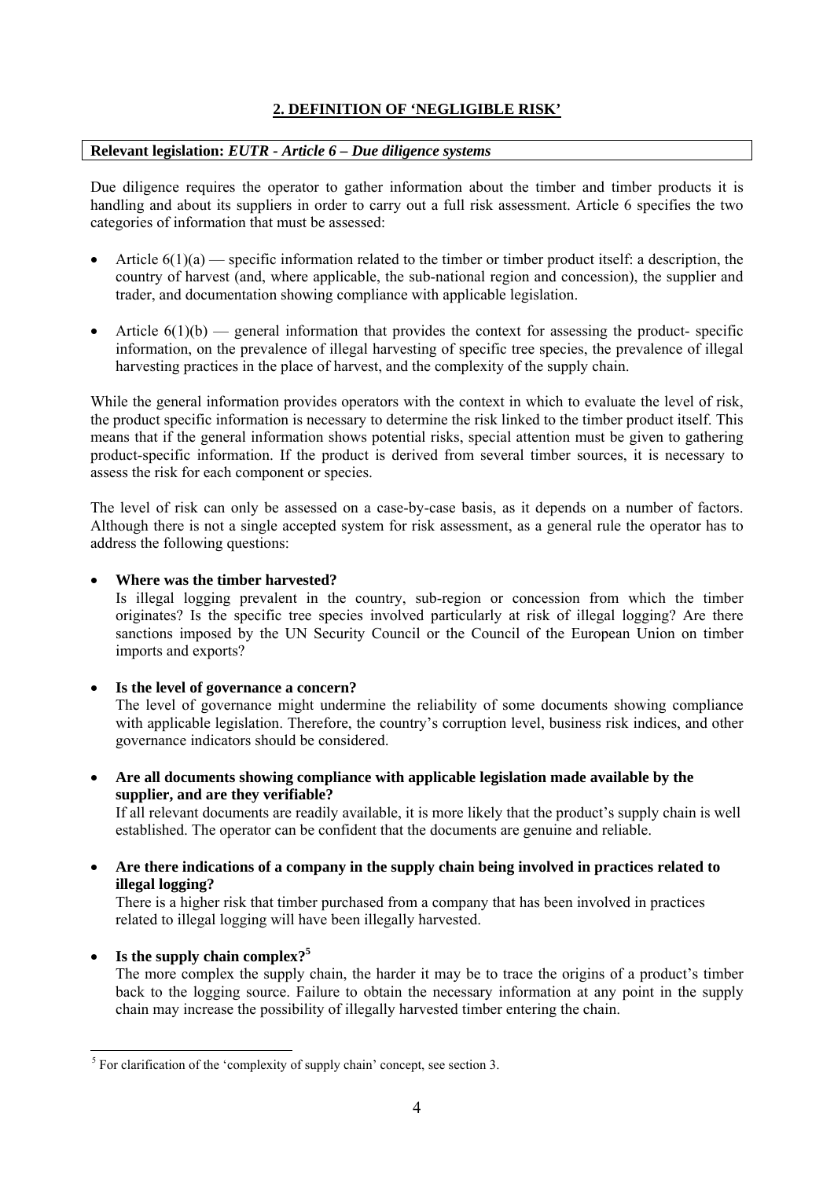## 2. DEFINITION OF 'NEGLIGIBLE RISK'

**Relevant legislation:** ***EUTR - Article 6 – Due diligence systems***

Due diligence requires the operator to gather information about the timber and timber products it is handling and about its suppliers in order to carry out a full risk assessment. Article 6 specifies the two categories of information that must be assessed:

- Article 6(1)(a) — specific information related to the timber or timber product itself: a description, the country of harvest (and, where applicable, the sub-national region and concession), the supplier and trader, and documentation showing compliance with applicable legislation.
- Article 6(1)(b) — general information that provides the context for assessing the product- specific information, on the prevalence of illegal harvesting of specific tree species, the prevalence of illegal harvesting practices in the place of harvest, and the complexity of the supply chain.

While the general information provides operators with the context in which to evaluate the level of risk, the product specific information is necessary to determine the risk linked to the timber product itself. This means that if the general information shows potential risks, special attention must be given to gathering product-specific information. If the product is derived from several timber sources, it is necessary to assess the risk for each component or species.

The level of risk can only be assessed on a case-by-case basis, as it depends on a number of factors. Although there is not a single accepted system for risk assessment, as a general rule the operator has to address the following questions:

- **Where was the timber harvested?**
  Is illegal logging prevalent in the country, sub-region or concession from which the timber originates? Is the specific tree species involved particularly at risk of illegal logging? Are there sanctions imposed by the UN Security Council or the Council of the European Union on timber imports and exports?
- **Is the level of governance a concern?**
  The level of governance might undermine the reliability of some documents showing compliance with applicable legislation. Therefore, the country's corruption level, business risk indices, and other governance indicators should be considered.
- **Are all documents showing compliance with applicable legislation made available by the supplier, and are they verifiable?**
  If all relevant documents are readily available, it is more likely that the product's supply chain is well established. The operator can be confident that the documents are genuine and reliable.
- **Are there indications of a company in the supply chain being involved in practices related to illegal logging?**
  There is a higher risk that timber purchased from a company that has been involved in practices related to illegal logging will have been illegally harvested.
- **Is the supply chain complex?[5]**
  The more complex the supply chain, the harder it may be to trace the origins of a product's timber back to the logging source. Failure to obtain the necessary information at any point in the supply chain may increase the possibility of illegally harvested timber entering the chain.

[5] For clarification of the 'complexity of supply chain' concept, see section 3.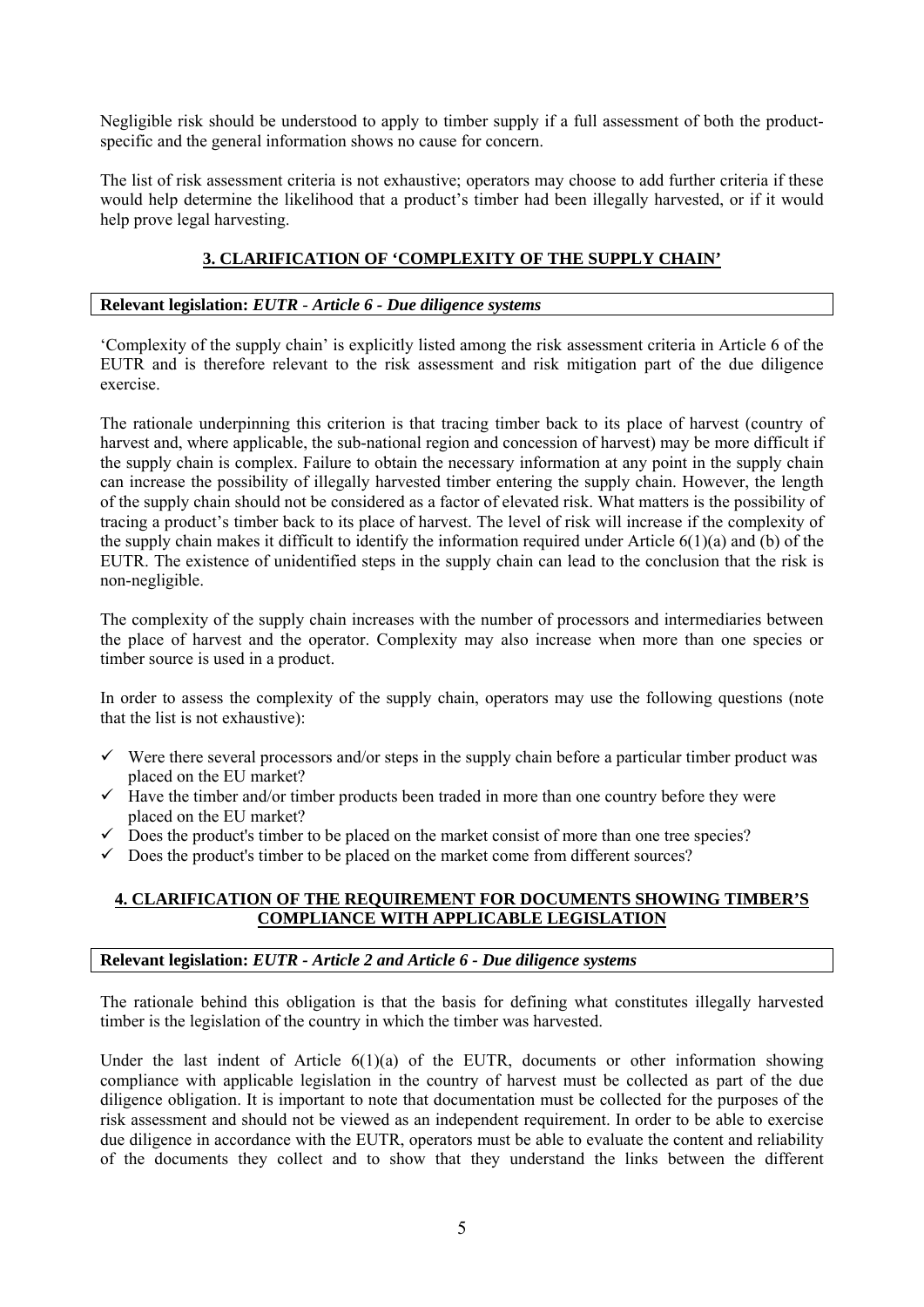Negligible risk should be understood to apply to timber supply if a full assessment of both the product-specific and the general information shows no cause for concern.

The list of risk assessment criteria is not exhaustive; operators may choose to add further criteria if these would help determine the likelihood that a product's timber had been illegally harvested, or if it would help prove legal harvesting.

## 3. CLARIFICATION OF 'COMPLEXITY OF THE SUPPLY CHAIN'

**Relevant legislation:** ***EUTR - Article 6 - Due diligence systems***

'Complexity of the supply chain' is explicitly listed among the risk assessment criteria in Article 6 of the EUTR and is therefore relevant to the risk assessment and risk mitigation part of the due diligence exercise.

The rationale underpinning this criterion is that tracing timber back to its place of harvest (country of harvest and, where applicable, the sub-national region and concession of harvest) may be more difficult if the supply chain is complex. Failure to obtain the necessary information at any point in the supply chain can increase the possibility of illegally harvested timber entering the supply chain. However, the length of the supply chain should not be considered as a factor of elevated risk. What matters is the possibility of tracing a product's timber back to its place of harvest. The level of risk will increase if the complexity of the supply chain makes it difficult to identify the information required under Article 6(1)(a) and (b) of the EUTR. The existence of unidentified steps in the supply chain can lead to the conclusion that the risk is non-negligible.

The complexity of the supply chain increases with the number of processors and intermediaries between the place of harvest and the operator. Complexity may also increase when more than one species or timber source is used in a product.

In order to assess the complexity of the supply chain, operators may use the following questions (note that the list is not exhaustive):

- ✓ Were there several processors and/or steps in the supply chain before a particular timber product was placed on the EU market?
- ✓ Have the timber and/or timber products been traded in more than one country before they were placed on the EU market?
- ✓ Does the product's timber to be placed on the market consist of more than one tree species?
- ✓ Does the product's timber to be placed on the market come from different sources?

## 4. CLARIFICATION OF THE REQUIREMENT FOR DOCUMENTS SHOWING TIMBER'S COMPLIANCE WITH APPLICABLE LEGISLATION

**Relevant legislation:** ***EUTR - Article 2 and Article 6 - Due diligence systems***

The rationale behind this obligation is that the basis for defining what constitutes illegally harvested timber is the legislation of the country in which the timber was harvested.

Under the last indent of Article 6(1)(a) of the EUTR, documents or other information showing compliance with applicable legislation in the country of harvest must be collected as part of the due diligence obligation. It is important to note that documentation must be collected for the purposes of the risk assessment and should not be viewed as an independent requirement. In order to be able to exercise due diligence in accordance with the EUTR, operators must be able to evaluate the content and reliability of the documents they collect and to show that they understand the links between the different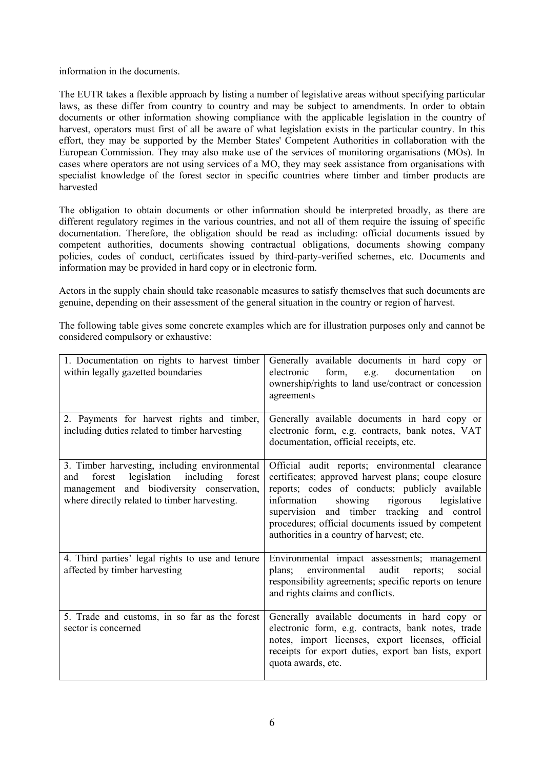information in the documents.

The EUTR takes a flexible approach by listing a number of legislative areas without specifying particular laws, as these differ from country to country and may be subject to amendments. In order to obtain documents or other information showing compliance with the applicable legislation in the country of harvest, operators must first of all be aware of what legislation exists in the particular country. In this effort, they may be supported by the Member States' Competent Authorities in collaboration with the European Commission. They may also make use of the services of monitoring organisations (MOs). In cases where operators are not using services of a MO, they may seek assistance from organisations with specialist knowledge of the forest sector in specific countries where timber and timber products are harvested

The obligation to obtain documents or other information should be interpreted broadly, as there are different regulatory regimes in the various countries, and not all of them require the issuing of specific documentation. Therefore, the obligation should be read as including: official documents issued by competent authorities, documents showing contractual obligations, documents showing company policies, codes of conduct, certificates issued by third-party-verified schemes, etc. Documents and information may be provided in hard copy or in electronic form.

Actors in the supply chain should take reasonable measures to satisfy themselves that such documents are genuine, depending on their assessment of the general situation in the country or region of harvest.

The following table gives some concrete examples which are for illustration purposes only and cannot be considered compulsory or exhaustive:

| | |
|---|---|
| 1. Documentation on rights to harvest timber within legally gazetted boundaries | Generally available documents in hard copy or electronic form, e.g. documentation on ownership/rights to land use/contract or concession agreements |
| 2. Payments for harvest rights and timber, including duties related to timber harvesting | Generally available documents in hard copy or electronic form, e.g. contracts, bank notes, VAT documentation, official receipts, etc. |
| 3. Timber harvesting, including environmental and forest legislation including forest management and biodiversity conservation, where directly related to timber harvesting. | Official audit reports; environmental clearance certificates; approved harvest plans; coupe closure reports; codes of conducts; publicly available information showing rigorous legislative supervision and timber tracking and control procedures; official documents issued by competent authorities in a country of harvest; etc. |
| 4. Third parties' legal rights to use and tenure affected by timber harvesting | Environmental impact assessments; management plans; environmental audit reports; social responsibility agreements; specific reports on tenure and rights claims and conflicts. |
| 5. Trade and customs, in so far as the forest sector is concerned | Generally available documents in hard copy or electronic form, e.g. contracts, bank notes, trade notes, import licenses, export licenses, official receipts for export duties, export ban lists, export quota awards, etc. |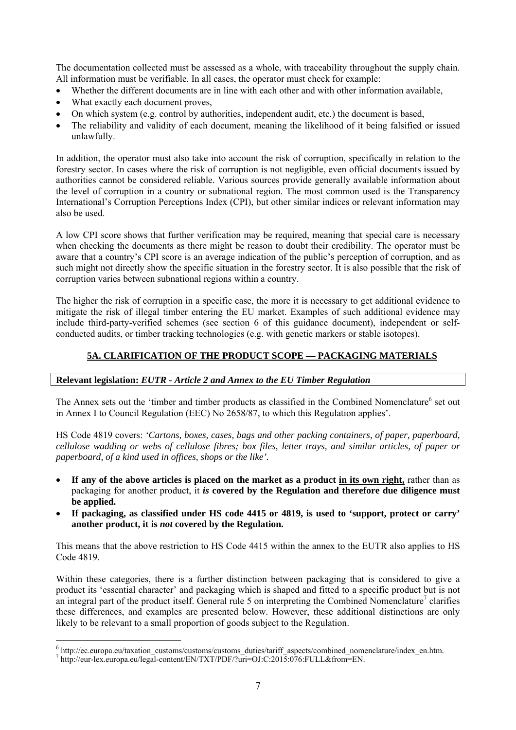The documentation collected must be assessed as a whole, with traceability throughout the supply chain. All information must be verifiable. In all cases, the operator must check for example:

- Whether the different documents are in line with each other and with other information available,
- What exactly each document proves,
- On which system (e.g. control by authorities, independent audit, etc.) the document is based,
- The reliability and validity of each document, meaning the likelihood of it being falsified or issued unlawfully.

In addition, the operator must also take into account the risk of corruption, specifically in relation to the forestry sector. In cases where the risk of corruption is not negligible, even official documents issued by authorities cannot be considered reliable. Various sources provide generally available information about the level of corruption in a country or subnational region. The most common used is the Transparency International's Corruption Perceptions Index (CPI), but other similar indices or relevant information may also be used.

A low CPI score shows that further verification may be required, meaning that special care is necessary when checking the documents as there might be reason to doubt their credibility. The operator must be aware that a country's CPI score is an average indication of the public's perception of corruption, and as such might not directly show the specific situation in the forestry sector. It is also possible that the risk of corruption varies between subnational regions within a country.

The higher the risk of corruption in a specific case, the more it is necessary to get additional evidence to mitigate the risk of illegal timber entering the EU market. Examples of such additional evidence may include third-party-verified schemes (see section 6 of this guidance document), independent or self-conducted audits, or timber tracking technologies (e.g. with genetic markers or stable isotopes).

## 5A. CLARIFICATION OF THE PRODUCT SCOPE — PACKAGING MATERIALS

**Relevant legislation:** ***EUTR - Article 2 and Annex to the EU Timber Regulation***

The Annex sets out the 'timber and timber products as classified in the Combined Nomenclature[6] set out in Annex I to Council Regulation (EEC) No 2658/87, to which this Regulation applies'.

HS Code 4819 covers: *'Cartons, boxes, cases, bags and other packing containers, of paper, paperboard, cellulose wadding or webs of cellulose fibres; box files, letter trays, and similar articles, of paper or paperboard, of a kind used in offices, shops or the like'.*

- **If any of the above articles is placed on the market as a product <u>in its own right,</u>** rather than as packaging for another product, it ***is*** **covered by the Regulation and therefore due diligence must be applied.**
- **If packaging, as classified under HS code 4415 or 4819, is used to 'support, protect or carry' another product, it is** ***not*** **covered by the Regulation.**

This means that the above restriction to HS Code 4415 within the annex to the EUTR also applies to HS Code 4819.

Within these categories, there is a further distinction between packaging that is considered to give a product its 'essential character' and packaging which is shaped and fitted to a specific product but is not an integral part of the product itself. General rule 5 on interpreting the Combined Nomenclature[7] clarifies these differences, and examples are presented below. However, these additional distinctions are only likely to be relevant to a small proportion of goods subject to the Regulation.

---

[6] http://ec.europa.eu/taxation_customs/customs/customs_duties/tariff_aspects/combined_nomenclature/index_en.htm.

[7] http://eur-lex.europa.eu/legal-content/EN/TXT/PDF/?uri=OJ:C:2015:076:FULL&from=EN.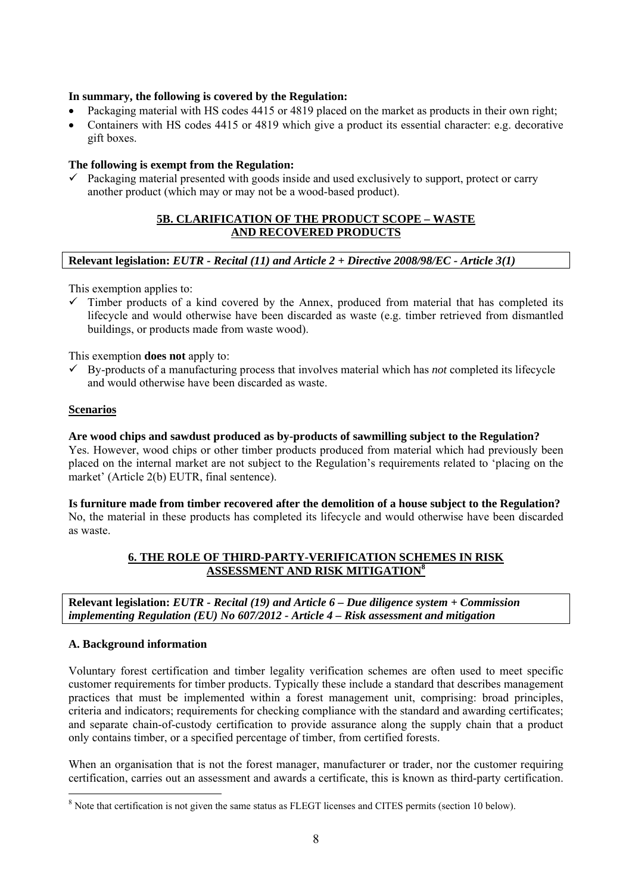**In summary, the following is covered by the Regulation:**

- Packaging material with HS codes 4415 or 4819 placed on the market as products in their own right;
- Containers with HS codes 4415 or 4819 which give a product its essential character: e.g. decorative gift boxes.

**The following is exempt from the Regulation:**

- ✓ Packaging material presented with goods inside and used exclusively to support, protect or carry another product (which may or may not be a wood-based product).

## 5B. CLARIFICATION OF THE PRODUCT SCOPE – WASTE AND RECOVERED PRODUCTS

**Relevant legislation:** ***EUTR - Recital (11) and Article 2 + Directive 2008/98/EC - Article 3(1)***

This exemption applies to:

- ✓ Timber products of a kind covered by the Annex, produced from material that has completed its lifecycle and would otherwise have been discarded as waste (e.g. timber retrieved from dismantled buildings, or products made from waste wood).

This exemption **does not** apply to:

- ✓ By-products of a manufacturing process that involves material which has *not* completed its lifecycle and would otherwise have been discarded as waste.

**Scenarios**

**Are wood chips and sawdust produced as by-products of sawmilling subject to the Regulation?**
Yes. However, wood chips or other timber products produced from material which had previously been placed on the internal market are not subject to the Regulation's requirements related to 'placing on the market' (Article 2(b) EUTR, final sentence).

**Is furniture made from timber recovered after the demolition of a house subject to the Regulation?**
No, the material in these products has completed its lifecycle and would otherwise have been discarded as waste.

## 6. THE ROLE OF THIRD-PARTY-VERIFICATION SCHEMES IN RISK ASSESSMENT AND RISK MITIGATION[8]

**Relevant legislation:** ***EUTR - Recital (19) and Article 6 – Due diligence system + Commission implementing Regulation (EU) No 607/2012 - Article 4 – Risk assessment and mitigation***

### A. Background information

Voluntary forest certification and timber legality verification schemes are often used to meet specific customer requirements for timber products. Typically these include a standard that describes management practices that must be implemented within a forest management unit, comprising: broad principles, criteria and indicators; requirements for checking compliance with the standard and awarding certificates; and separate chain-of-custody certification to provide assurance along the supply chain that a product only contains timber, or a specified percentage of timber, from certified forests.

When an organisation that is not the forest manager, manufacturer or trader, nor the customer requiring certification, carries out an assessment and awards a certificate, this is known as third-party certification.

[8] Note that certification is not given the same status as FLEGT licenses and CITES permits (section 10 below).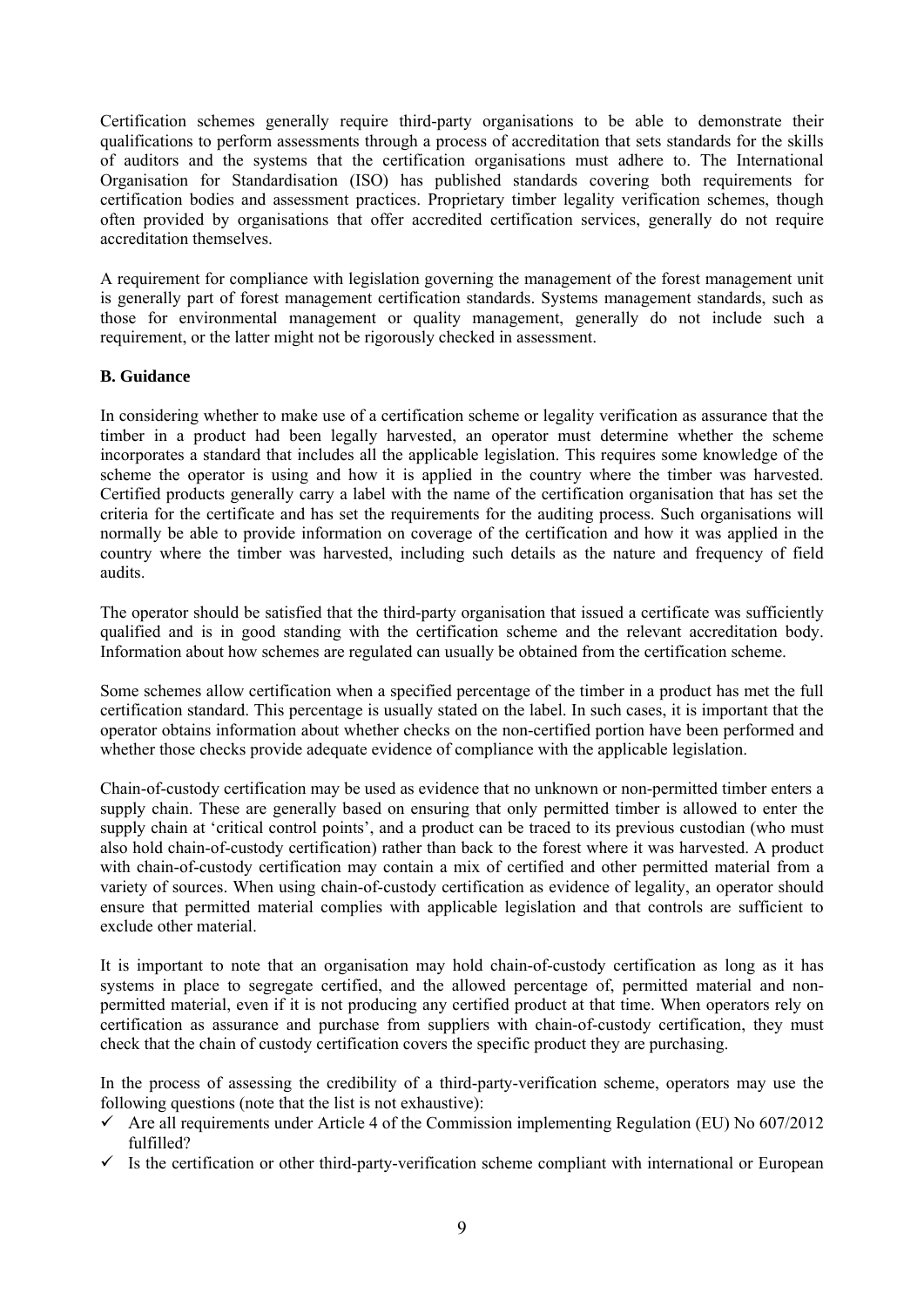Certification schemes generally require third-party organisations to be able to demonstrate their qualifications to perform assessments through a process of accreditation that sets standards for the skills of auditors and the systems that the certification organisations must adhere to. The International Organisation for Standardisation (ISO) has published standards covering both requirements for certification bodies and assessment practices. Proprietary timber legality verification schemes, though often provided by organisations that offer accredited certification services, generally do not require accreditation themselves.

A requirement for compliance with legislation governing the management of the forest management unit is generally part of forest management certification standards. Systems management standards, such as those for environmental management or quality management, generally do not include such a requirement, or the latter might not be rigorously checked in assessment.

**B. Guidance**

In considering whether to make use of a certification scheme or legality verification as assurance that the timber in a product had been legally harvested, an operator must determine whether the scheme incorporates a standard that includes all the applicable legislation. This requires some knowledge of the scheme the operator is using and how it is applied in the country where the timber was harvested. Certified products generally carry a label with the name of the certification organisation that has set the criteria for the certificate and has set the requirements for the auditing process. Such organisations will normally be able to provide information on coverage of the certification and how it was applied in the country where the timber was harvested, including such details as the nature and frequency of field audits.

The operator should be satisfied that the third-party organisation that issued a certificate was sufficiently qualified and is in good standing with the certification scheme and the relevant accreditation body. Information about how schemes are regulated can usually be obtained from the certification scheme.

Some schemes allow certification when a specified percentage of the timber in a product has met the full certification standard. This percentage is usually stated on the label. In such cases, it is important that the operator obtains information about whether checks on the non-certified portion have been performed and whether those checks provide adequate evidence of compliance with the applicable legislation.

Chain-of-custody certification may be used as evidence that no unknown or non-permitted timber enters a supply chain. These are generally based on ensuring that only permitted timber is allowed to enter the supply chain at 'critical control points', and a product can be traced to its previous custodian (who must also hold chain-of-custody certification) rather than back to the forest where it was harvested. A product with chain-of-custody certification may contain a mix of certified and other permitted material from a variety of sources. When using chain-of-custody certification as evidence of legality, an operator should ensure that permitted material complies with applicable legislation and that controls are sufficient to exclude other material.

It is important to note that an organisation may hold chain-of-custody certification as long as it has systems in place to segregate certified, and the allowed percentage of, permitted material and non-permitted material, even if it is not producing any certified product at that time. When operators rely on certification as assurance and purchase from suppliers with chain-of-custody certification, they must check that the chain of custody certification covers the specific product they are purchasing.

In the process of assessing the credibility of a third-party-verification scheme, operators may use the following questions (note that the list is not exhaustive):

- ✓ Are all requirements under Article 4 of the Commission implementing Regulation (EU) No 607/2012 fulfilled?
- ✓ Is the certification or other third-party-verification scheme compliant with international or European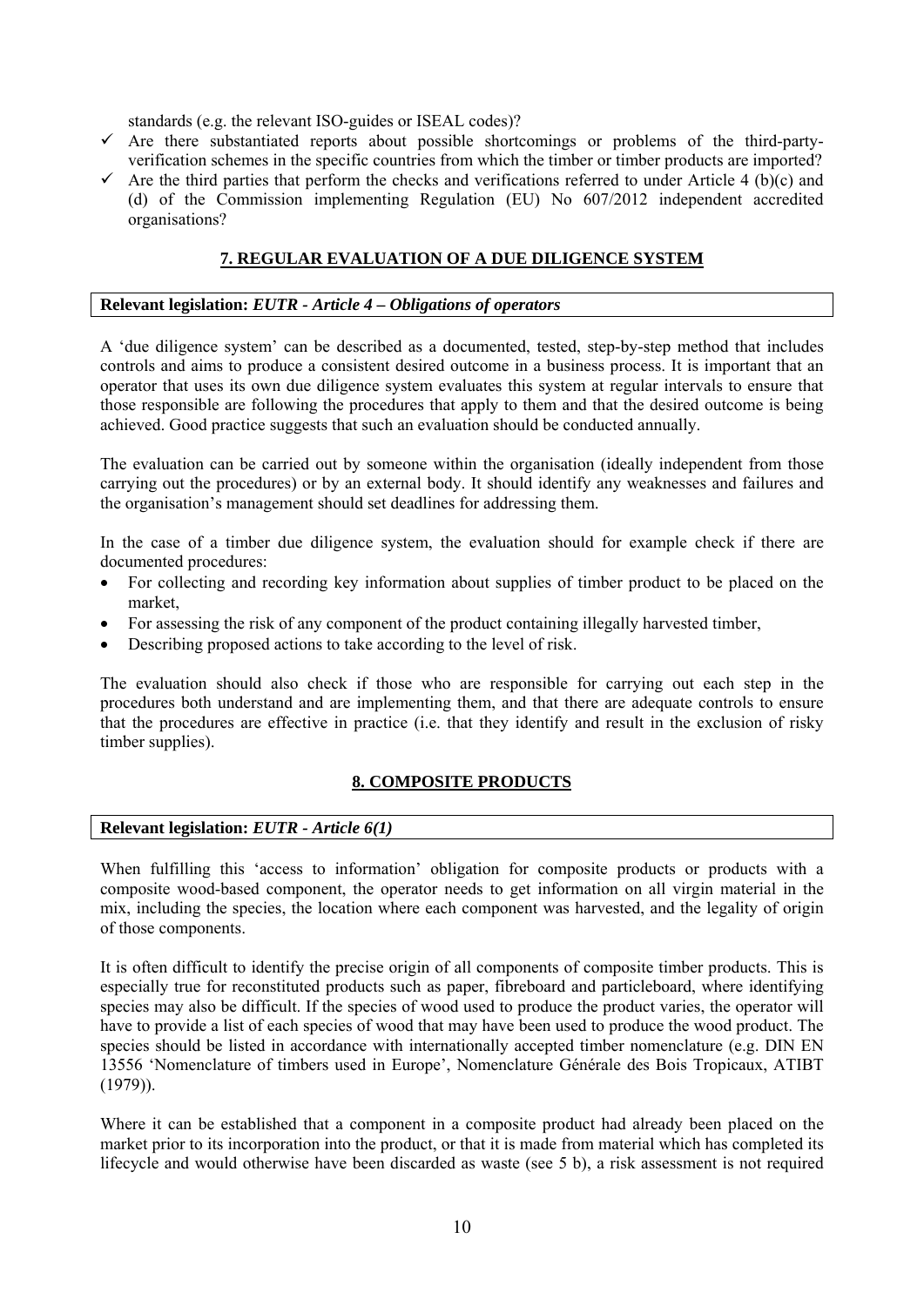standards (e.g. the relevant ISO-guides or ISEAL codes)?

- ✓ Are there substantiated reports about possible shortcomings or problems of the third-party-verification schemes in the specific countries from which the timber or timber products are imported?
- ✓ Are the third parties that perform the checks and verifications referred to under Article 4 (b)(c) and (d) of the Commission implementing Regulation (EU) No 607/2012 independent accredited organisations?

## 7. REGULAR EVALUATION OF A DUE DILIGENCE SYSTEM

**Relevant legislation:** ***EUTR - Article 4 – Obligations of operators***

A 'due diligence system' can be described as a documented, tested, step-by-step method that includes controls and aims to produce a consistent desired outcome in a business process. It is important that an operator that uses its own due diligence system evaluates this system at regular intervals to ensure that those responsible are following the procedures that apply to them and that the desired outcome is being achieved. Good practice suggests that such an evaluation should be conducted annually.

The evaluation can be carried out by someone within the organisation (ideally independent from those carrying out the procedures) or by an external body. It should identify any weaknesses and failures and the organisation's management should set deadlines for addressing them.

In the case of a timber due diligence system, the evaluation should for example check if there are documented procedures:

- For collecting and recording key information about supplies of timber product to be placed on the market,
- For assessing the risk of any component of the product containing illegally harvested timber,
- Describing proposed actions to take according to the level of risk.

The evaluation should also check if those who are responsible for carrying out each step in the procedures both understand and are implementing them, and that there are adequate controls to ensure that the procedures are effective in practice (i.e. that they identify and result in the exclusion of risky timber supplies).

## 8. COMPOSITE PRODUCTS

**Relevant legislation:** ***EUTR - Article 6(1)***

When fulfilling this 'access to information' obligation for composite products or products with a composite wood-based component, the operator needs to get information on all virgin material in the mix, including the species, the location where each component was harvested, and the legality of origin of those components.

It is often difficult to identify the precise origin of all components of composite timber products. This is especially true for reconstituted products such as paper, fibreboard and particleboard, where identifying species may also be difficult. If the species of wood used to produce the product varies, the operator will have to provide a list of each species of wood that may have been used to produce the wood product. The species should be listed in accordance with internationally accepted timber nomenclature (e.g. DIN EN 13556 'Nomenclature of timbers used in Europe', Nomenclature Générale des Bois Tropicaux, ATIBT (1979)).

Where it can be established that a component in a composite product had already been placed on the market prior to its incorporation into the product, or that it is made from material which has completed its lifecycle and would otherwise have been discarded as waste (see 5 b), a risk assessment is not required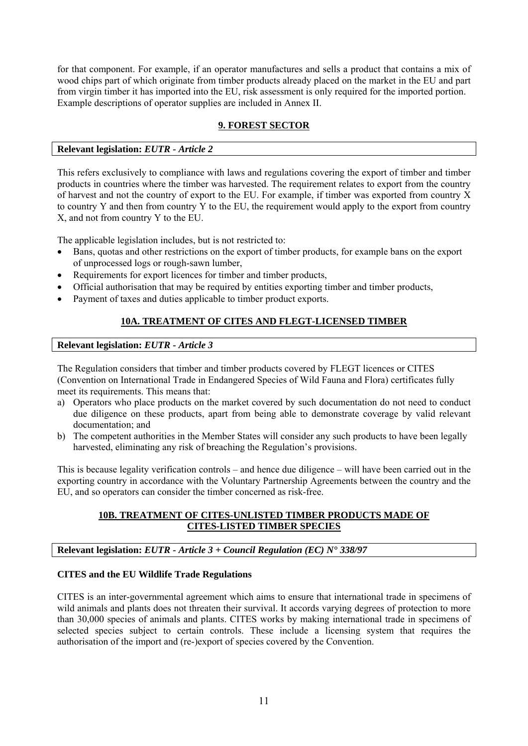for that component. For example, if an operator manufactures and sells a product that contains a mix of wood chips part of which originate from timber products already placed on the market in the EU and part from virgin timber it has imported into the EU, risk assessment is only required for the imported portion. Example descriptions of operator supplies are included in Annex II.

## 9. FOREST SECTOR

**Relevant legislation:** ***EUTR - Article 2***

This refers exclusively to compliance with laws and regulations covering the export of timber and timber products in countries where the timber was harvested. The requirement relates to export from the country of harvest and not the country of export to the EU. For example, if timber was exported from country X to country Y and then from country Y to the EU, the requirement would apply to the export from country X, and not from country Y to the EU.

The applicable legislation includes, but is not restricted to:

- Bans, quotas and other restrictions on the export of timber products, for example bans on the export of unprocessed logs or rough-sawn lumber,
- Requirements for export licences for timber and timber products,
- Official authorisation that may be required by entities exporting timber and timber products,
- Payment of taxes and duties applicable to timber product exports.

## 10A. TREATMENT OF CITES AND FLEGT-LICENSED TIMBER

**Relevant legislation:** ***EUTR - Article 3***

The Regulation considers that timber and timber products covered by FLEGT licences or CITES (Convention on International Trade in Endangered Species of Wild Fauna and Flora) certificates fully meet its requirements. This means that:

a) Operators who place products on the market covered by such documentation do not need to conduct due diligence on these products, apart from being able to demonstrate coverage by valid relevant documentation; and
b) The competent authorities in the Member States will consider any such products to have been legally harvested, eliminating any risk of breaching the Regulation's provisions.

This is because legality verification controls – and hence due diligence – will have been carried out in the exporting country in accordance with the Voluntary Partnership Agreements between the country and the EU, and so operators can consider the timber concerned as risk-free.

## 10B. TREATMENT OF CITES-UNLISTED TIMBER PRODUCTS MADE OF CITES-LISTED TIMBER SPECIES

**Relevant legislation:** ***EUTR - Article 3 + Council Regulation (EC) N° 338/97***

### CITES and the EU Wildlife Trade Regulations

CITES is an inter-governmental agreement which aims to ensure that international trade in specimens of wild animals and plants does not threaten their survival. It accords varying degrees of protection to more than 30,000 species of animals and plants. CITES works by making international trade in specimens of selected species subject to certain controls. These include a licensing system that requires the authorisation of the import and (re-)export of species covered by the Convention.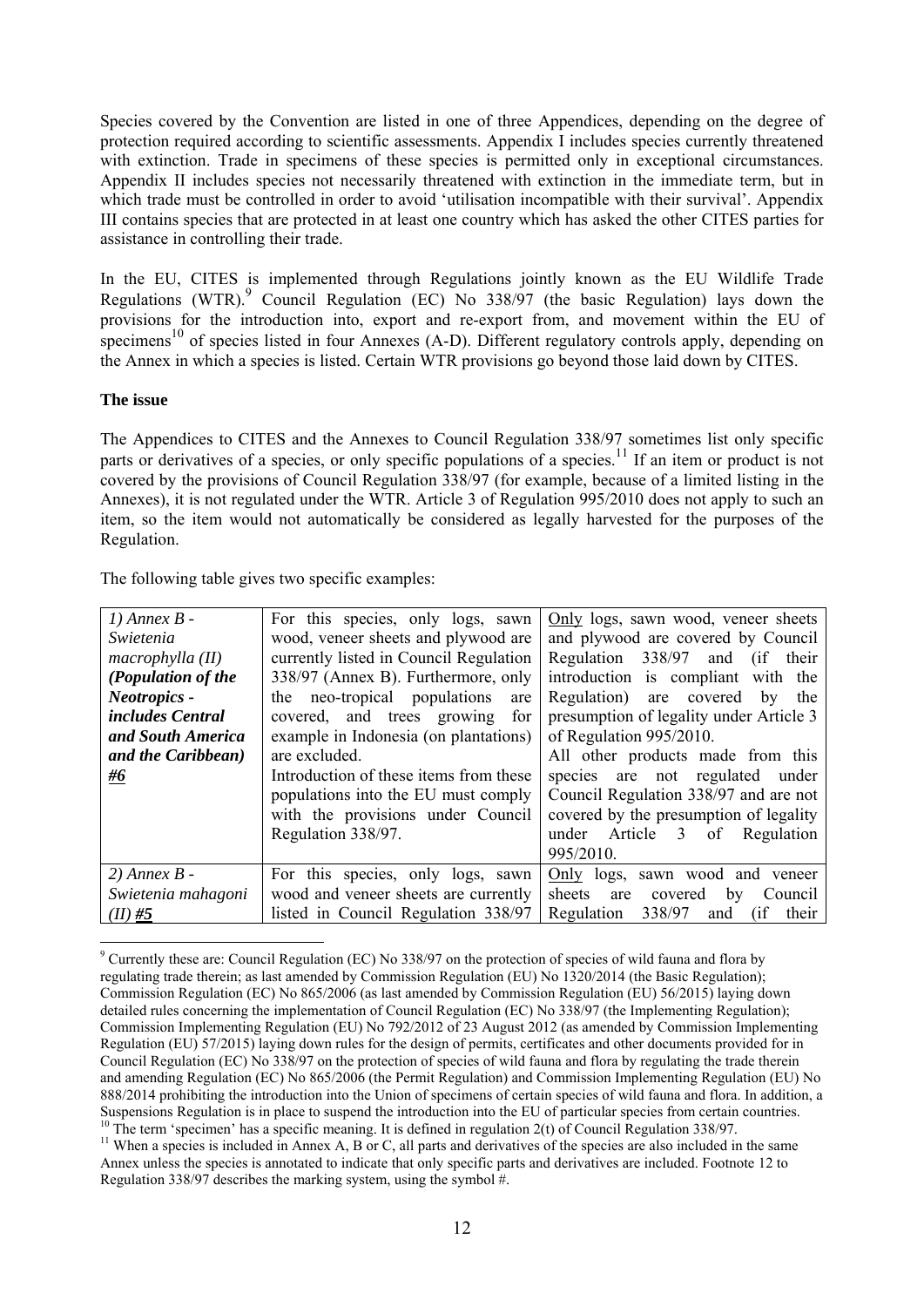Species covered by the Convention are listed in one of three Appendices, depending on the degree of protection required according to scientific assessments. Appendix I includes species currently threatened with extinction. Trade in specimens of these species is permitted only in exceptional circumstances. Appendix II includes species not necessarily threatened with extinction in the immediate term, but in which trade must be controlled in order to avoid 'utilisation incompatible with their survival'. Appendix III contains species that are protected in at least one country which has asked the other CITES parties for assistance in controlling their trade.

In the EU, CITES is implemented through Regulations jointly known as the EU Wildlife Trade Regulations (WTR).[9] Council Regulation (EC) No 338/97 (the basic Regulation) lays down the provisions for the introduction into, export and re-export from, and movement within the EU of specimens[10] of species listed in four Annexes (A-D). Different regulatory controls apply, depending on the Annex in which a species is listed. Certain WTR provisions go beyond those laid down by CITES.

**The issue**

The Appendices to CITES and the Annexes to Council Regulation 338/97 sometimes list only specific parts or derivatives of a species, or only specific populations of a species.[11] If an item or product is not covered by the provisions of Council Regulation 338/97 (for example, because of a limited listing in the Annexes), it is not regulated under the WTR. Article 3 of Regulation 995/2010 does not apply to such an item, so the item would not automatically be considered as legally harvested for the purposes of the Regulation.

The following table gives two specific examples:

| | | |
|---|---|---|
| *1) Annex B - Swietenia macrophylla (II)* ***(Population of the Neotropics - includes Central and South America and the Caribbean)*** ***#6*** | For this species, only logs, sawn wood, veneer sheets and plywood are currently listed in Council Regulation 338/97 (Annex B). Furthermore, only the neo-tropical populations are covered, and trees growing for example in Indonesia (on plantations) are excluded.<br>Introduction of these items from these populations into the EU must comply with the provisions under Council Regulation 338/97. | Only logs, sawn wood, veneer sheets and plywood are covered by Council Regulation 338/97 and (if their introduction is compliant with the Regulation) are covered by the presumption of legality under Article 3 of Regulation 995/2010.<br>All other products made from this species are not regulated under Council Regulation 338/97 and are not covered by the presumption of legality under Article 3 of Regulation 995/2010. |
| *2) Annex B - Swietenia mahagoni (II)* ***#5*** | For this species, only logs, sawn wood and veneer sheets are currently listed in Council Regulation 338/97 | Only logs, sawn wood and veneer sheets are covered by Council Regulation 338/97 and (if their |

[9] Currently these are: Council Regulation (EC) No 338/97 on the protection of species of wild fauna and flora by regulating trade therein; as last amended by Commission Regulation (EU) No 1320/2014 (the Basic Regulation); Commission Regulation (EC) No 865/2006 (as last amended by Commission Regulation (EU) 56/2015) laying down detailed rules concerning the implementation of Council Regulation (EC) No 338/97 (the Implementing Regulation); Commission Implementing Regulation (EU) No 792/2012 of 23 August 2012 (as amended by Commission Implementing Regulation (EU) 57/2015) laying down rules for the design of permits, certificates and other documents provided for in Council Regulation (EC) No 338/97 on the protection of species of wild fauna and flora by regulating the trade therein and amending Regulation (EC) No 865/2006 (the Permit Regulation) and Commission Implementing Regulation (EU) No 888/2014 prohibiting the introduction into the Union of specimens of certain species of wild fauna and flora. In addition, a Suspensions Regulation is in place to suspend the introduction into the EU of particular species from certain countries.

[10] The term 'specimen' has a specific meaning. It is defined in regulation 2(t) of Council Regulation 338/97.

[11] When a species is included in Annex A, B or C, all parts and derivatives of the species are also included in the same Annex unless the species is annotated to indicate that only specific parts and derivatives are included. Footnote 12 to Regulation 338/97 describes the marking system, using the symbol #.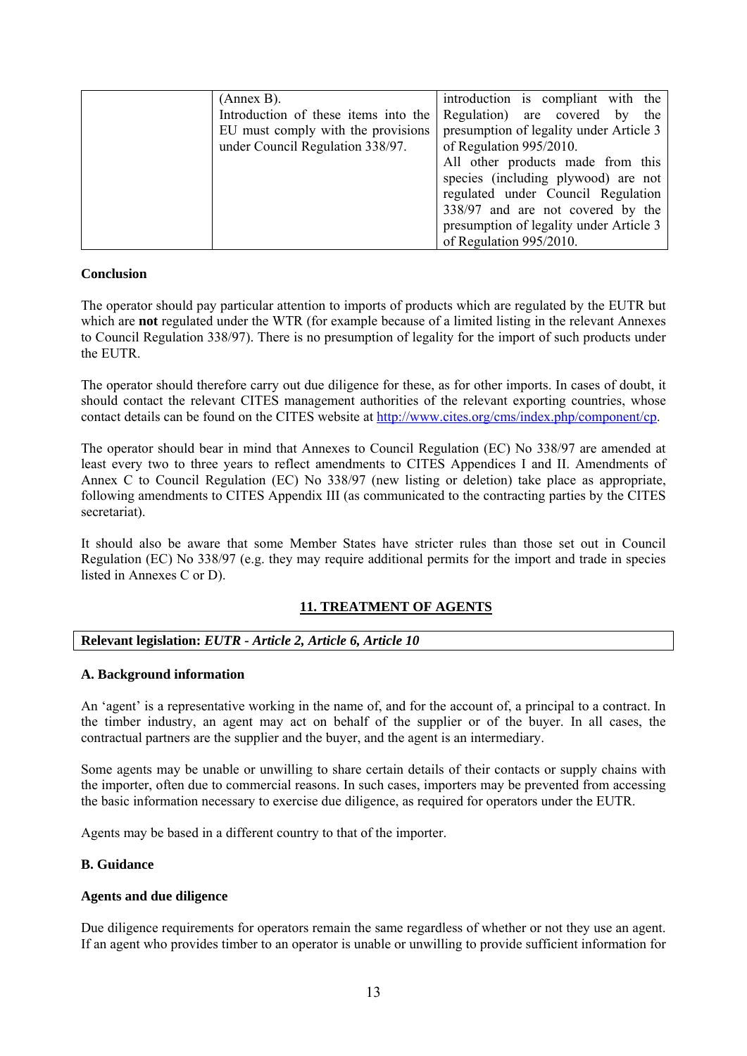| | | |
|---|---|---|
| | (Annex B). Introduction of these items into the EU must comply with the provisions under Council Regulation 338/97. | introduction is compliant with the Regulation) are covered by the presumption of legality under Article 3 of Regulation 995/2010. All other products made from this species (including plywood) are not regulated under Council Regulation 338/97 and are not covered by the presumption of legality under Article 3 of Regulation 995/2010. |

**Conclusion**

The operator should pay particular attention to imports of products which are regulated by the EUTR but which are **not** regulated under the WTR (for example because of a limited listing in the relevant Annexes to Council Regulation 338/97). There is no presumption of legality for the import of such products under the EUTR.

The operator should therefore carry out due diligence for these, as for other imports. In cases of doubt, it should contact the relevant CITES management authorities of the relevant exporting countries, whose contact details can be found on the CITES website at http://www.cites.org/cms/index.php/component/cp.

The operator should bear in mind that Annexes to Council Regulation (EC) No 338/97 are amended at least every two to three years to reflect amendments to CITES Appendices I and II. Amendments of Annex C to Council Regulation (EC) No 338/97 (new listing or deletion) take place as appropriate, following amendments to CITES Appendix III (as communicated to the contracting parties by the CITES secretariat).

It should also be aware that some Member States have stricter rules than those set out in Council Regulation (EC) No 338/97 (e.g. they may require additional permits for the import and trade in species listed in Annexes C or D).

## 11. TREATMENT OF AGENTS

**Relevant legislation: *EUTR - Article 2, Article 6, Article 10***

**A. Background information**

An 'agent' is a representative working in the name of, and for the account of, a principal to a contract. In the timber industry, an agent may act on behalf of the supplier or of the buyer. In all cases, the contractual partners are the supplier and the buyer, and the agent is an intermediary.

Some agents may be unable or unwilling to share certain details of their contacts or supply chains with the importer, often due to commercial reasons. In such cases, importers may be prevented from accessing the basic information necessary to exercise due diligence, as required for operators under the EUTR.

Agents may be based in a different country to that of the importer.

**B. Guidance**

**Agents and due diligence**

Due diligence requirements for operators remain the same regardless of whether or not they use an agent. If an agent who provides timber to an operator is unable or unwilling to provide sufficient information for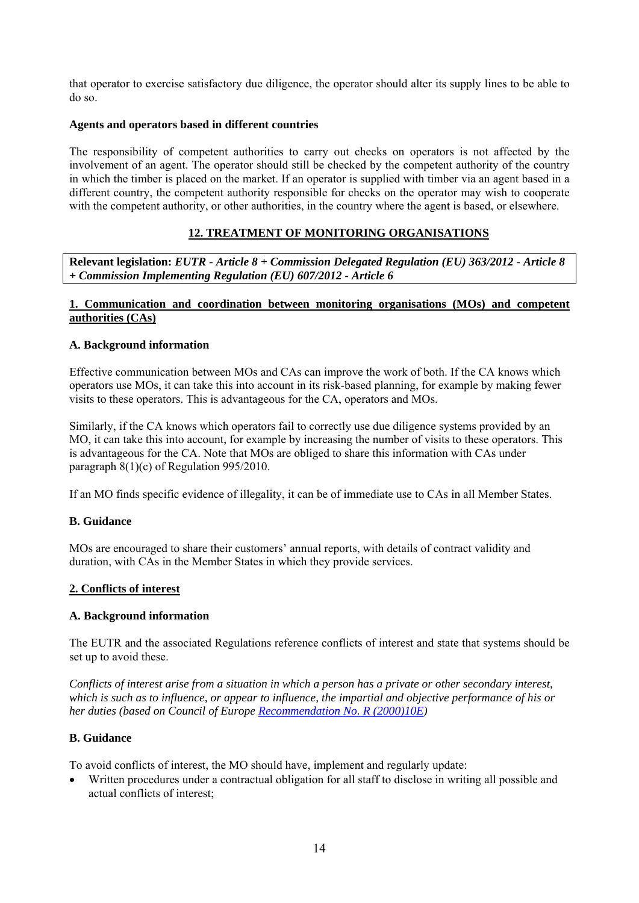that operator to exercise satisfactory due diligence, the operator should alter its supply lines to be able to do so.

**Agents and operators based in different countries**

The responsibility of competent authorities to carry out checks on operators is not affected by the involvement of an agent. The operator should still be checked by the competent authority of the country in which the timber is placed on the market. If an operator is supplied with timber via an agent based in a different country, the competent authority responsible for checks on the operator may wish to cooperate with the competent authority, or other authorities, in the country where the agent is based, or elsewhere.

## 12. TREATMENT OF MONITORING ORGANISATIONS

**Relevant legislation:** ***EUTR - Article 8 + Commission Delegated Regulation (EU) 363/2012 - Article 8 + Commission Implementing Regulation (EU) 607/2012 - Article 6***

### 1. Communication and coordination between monitoring organisations (MOs) and competent authorities (CAs)

**A. Background information**

Effective communication between MOs and CAs can improve the work of both. If the CA knows which operators use MOs, it can take this into account in its risk-based planning, for example by making fewer visits to these operators. This is advantageous for the CA, operators and MOs.

Similarly, if the CA knows which operators fail to correctly use due diligence systems provided by an MO, it can take this into account, for example by increasing the number of visits to these operators. This is advantageous for the CA. Note that MOs are obliged to share this information with CAs under paragraph 8(1)(c) of Regulation 995/2010.

If an MO finds specific evidence of illegality, it can be of immediate use to CAs in all Member States.

**B. Guidance**

MOs are encouraged to share their customers' annual reports, with details of contract validity and duration, with CAs in the Member States in which they provide services.

### 2. Conflicts of interest

**A. Background information**

The EUTR and the associated Regulations reference conflicts of interest and state that systems should be set up to avoid these.

*Conflicts of interest arise from a situation in which a person has a private or other secondary interest, which is such as to influence, or appear to influence, the impartial and objective performance of his or her duties (based on Council of Europe Recommendation No. R (2000)10E)*

**B. Guidance**

To avoid conflicts of interest, the MO should have, implement and regularly update:

- Written procedures under a contractual obligation for all staff to disclose in writing all possible and actual conflicts of interest;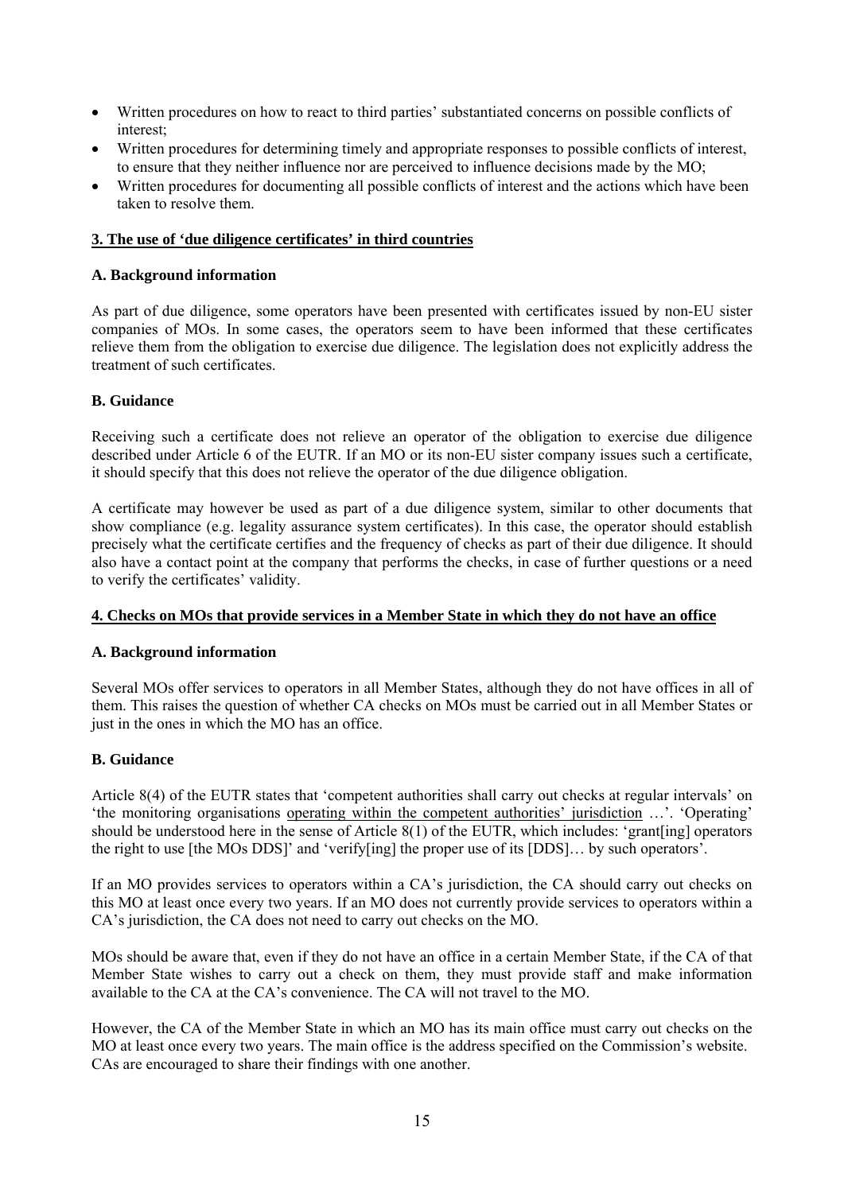- Written procedures on how to react to third parties' substantiated concerns on possible conflicts of interest;
- Written procedures for determining timely and appropriate responses to possible conflicts of interest, to ensure that they neither influence nor are perceived to influence decisions made by the MO;
- Written procedures for documenting all possible conflicts of interest and the actions which have been taken to resolve them.

## 3. The use of 'due diligence certificates' in third countries

### A. Background information

As part of due diligence, some operators have been presented with certificates issued by non-EU sister companies of MOs. In some cases, the operators seem to have been informed that these certificates relieve them from the obligation to exercise due diligence. The legislation does not explicitly address the treatment of such certificates.

### B. Guidance

Receiving such a certificate does not relieve an operator of the obligation to exercise due diligence described under Article 6 of the EUTR. If an MO or its non-EU sister company issues such a certificate, it should specify that this does not relieve the operator of the due diligence obligation.

A certificate may however be used as part of a due diligence system, similar to other documents that show compliance (e.g. legality assurance system certificates). In this case, the operator should establish precisely what the certificate certifies and the frequency of checks as part of their due diligence. It should also have a contact point at the company that performs the checks, in case of further questions or a need to verify the certificates' validity.

## 4. Checks on MOs that provide services in a Member State in which they do not have an office

### A. Background information

Several MOs offer services to operators in all Member States, although they do not have offices in all of them. This raises the question of whether CA checks on MOs must be carried out in all Member States or just in the ones in which the MO has an office.

### B. Guidance

Article 8(4) of the EUTR states that 'competent authorities shall carry out checks at regular intervals' on 'the monitoring organisations operating within the competent authorities' jurisdiction …'. 'Operating' should be understood here in the sense of Article 8(1) of the EUTR, which includes: 'grant[ing] operators the right to use [the MOs DDS]' and 'verify[ing] the proper use of its [DDS]… by such operators'.

If an MO provides services to operators within a CA's jurisdiction, the CA should carry out checks on this MO at least once every two years. If an MO does not currently provide services to operators within a CA's jurisdiction, the CA does not need to carry out checks on the MO.

MOs should be aware that, even if they do not have an office in a certain Member State, if the CA of that Member State wishes to carry out a check on them, they must provide staff and make information available to the CA at the CA's convenience. The CA will not travel to the MO.

However, the CA of the Member State in which an MO has its main office must carry out checks on the MO at least once every two years. The main office is the address specified on the Commission's website. CAs are encouraged to share their findings with one another.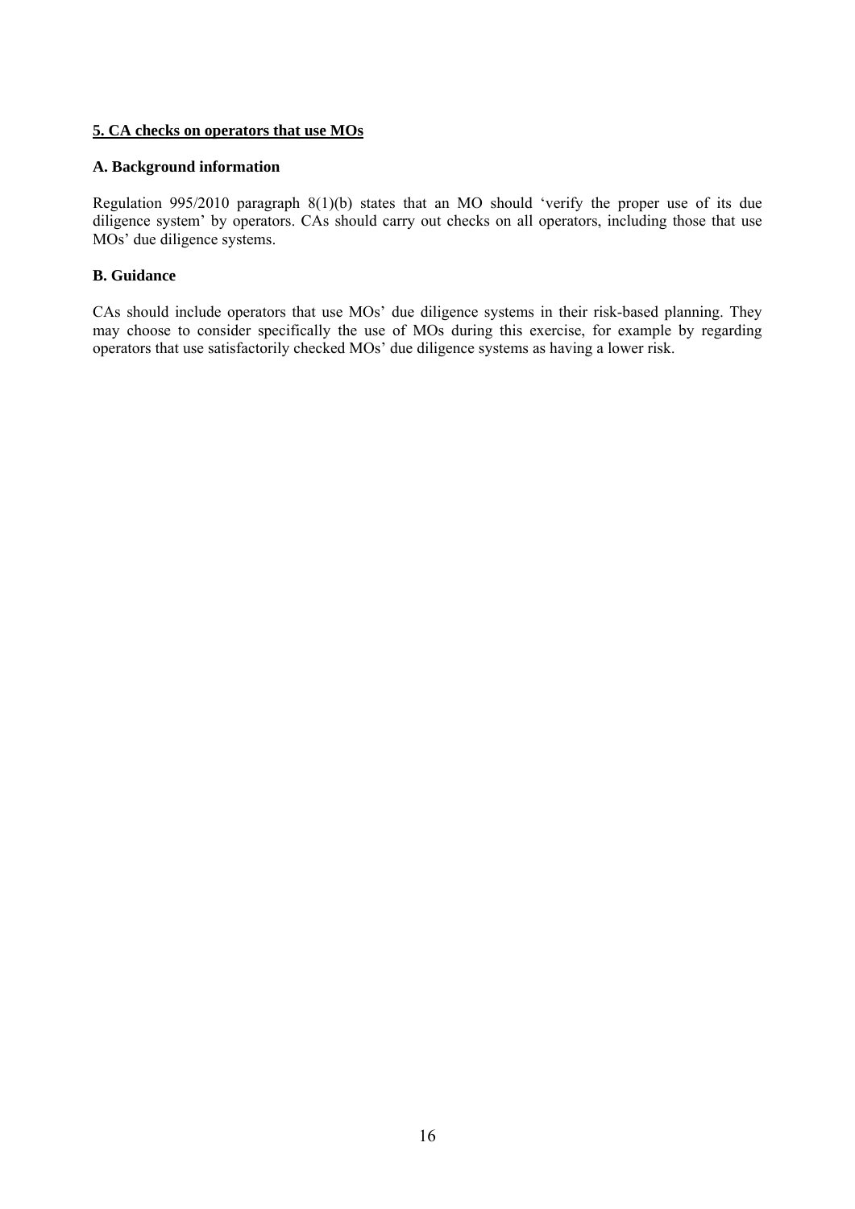## 5. CA checks on operators that use MOs

### A. Background information

Regulation 995/2010 paragraph 8(1)(b) states that an MO should 'verify the proper use of its due diligence system' by operators. CAs should carry out checks on all operators, including those that use MOs' due diligence systems.

### B. Guidance

CAs should include operators that use MOs' due diligence systems in their risk-based planning. They may choose to consider specifically the use of MOs during this exercise, for example by regarding operators that use satisfactorily checked MOs' due diligence systems as having a lower risk.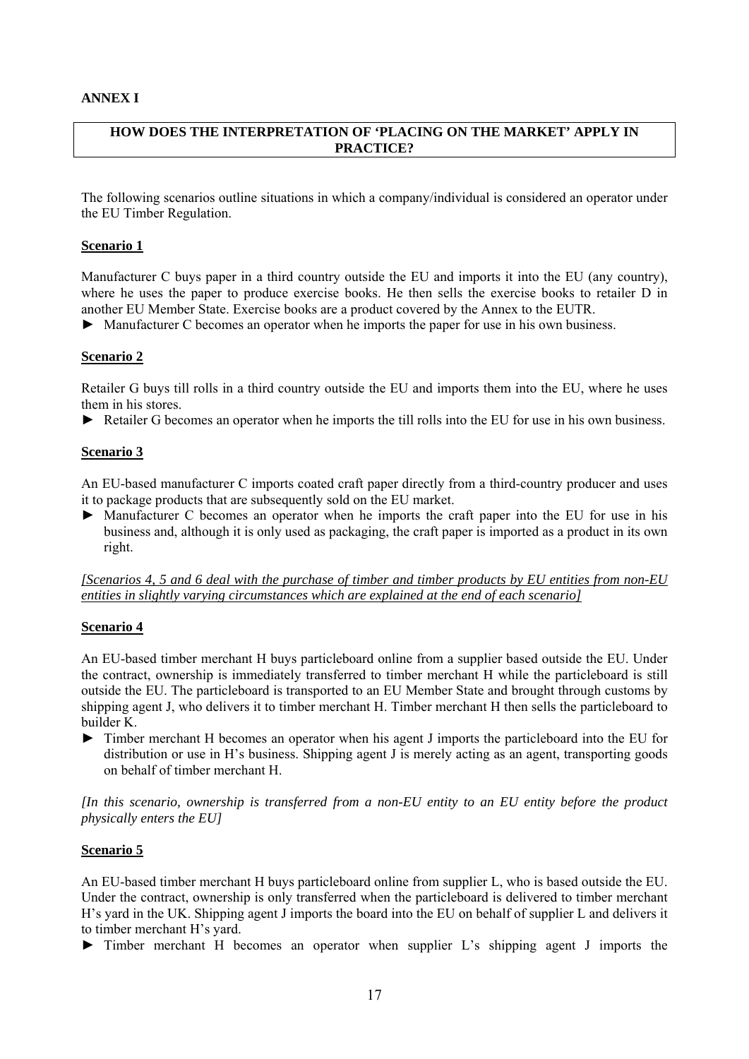**ANNEX I**

**HOW DOES THE INTERPRETATION OF 'PLACING ON THE MARKET' APPLY IN PRACTICE?**

The following scenarios outline situations in which a company/individual is considered an operator under the EU Timber Regulation.

**Scenario 1**

Manufacturer C buys paper in a third country outside the EU and imports it into the EU (any country), where he uses the paper to produce exercise books. He then sells the exercise books to retailer D in another EU Member State. Exercise books are a product covered by the Annex to the EUTR.

► Manufacturer C becomes an operator when he imports the paper for use in his own business.

**Scenario 2**

Retailer G buys till rolls in a third country outside the EU and imports them into the EU, where he uses them in his stores.

► Retailer G becomes an operator when he imports the till rolls into the EU for use in his own business.

**Scenario 3**

An EU-based manufacturer C imports coated craft paper directly from a third-country producer and uses it to package products that are subsequently sold on the EU market.

► Manufacturer C becomes an operator when he imports the craft paper into the EU for use in his business and, although it is only used as packaging, the craft paper is imported as a product in its own right.

*[Scenarios 4, 5 and 6 deal with the purchase of timber and timber products by EU entities from non-EU entities in slightly varying circumstances which are explained at the end of each scenario]*

**Scenario 4**

An EU-based timber merchant H buys particleboard online from a supplier based outside the EU. Under the contract, ownership is immediately transferred to timber merchant H while the particleboard is still outside the EU. The particleboard is transported to an EU Member State and brought through customs by shipping agent J, who delivers it to timber merchant H. Timber merchant H then sells the particleboard to builder K.

► Timber merchant H becomes an operator when his agent J imports the particleboard into the EU for distribution or use in H's business. Shipping agent J is merely acting as an agent, transporting goods on behalf of timber merchant H.

*[In this scenario, ownership is transferred from a non-EU entity to an EU entity before the product physically enters the EU]*

**Scenario 5**

An EU-based timber merchant H buys particleboard online from supplier L, who is based outside the EU. Under the contract, ownership is only transferred when the particleboard is delivered to timber merchant H's yard in the UK. Shipping agent J imports the board into the EU on behalf of supplier L and delivers it to timber merchant H's yard.

► Timber merchant H becomes an operator when supplier L's shipping agent J imports the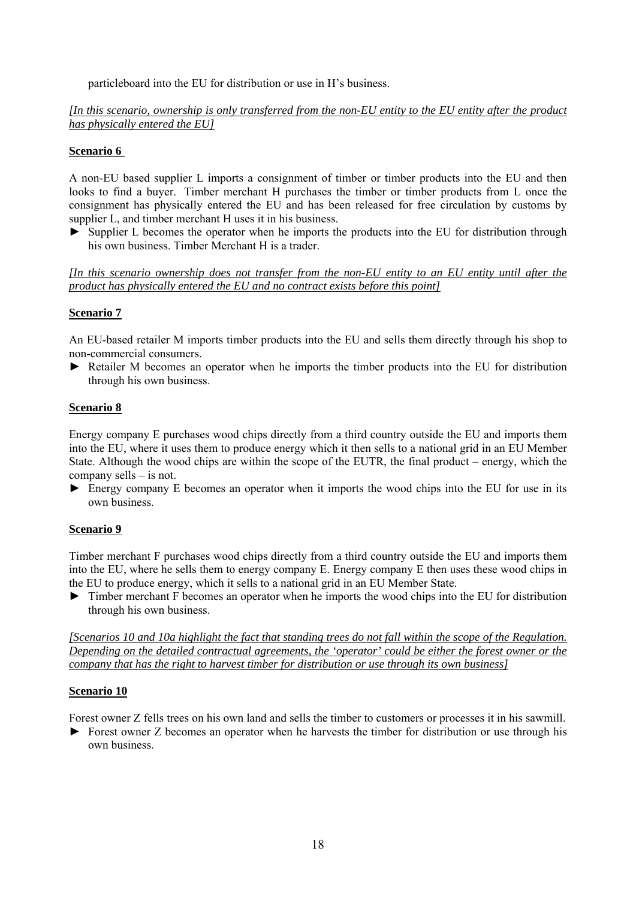particleboard into the EU for distribution or use in H's business.

*[In this scenario, ownership is only transferred from the non-EU entity to the EU entity after the product has physically entered the EU]*

**Scenario 6**

A non-EU based supplier L imports a consignment of timber or timber products into the EU and then looks to find a buyer. Timber merchant H purchases the timber or timber products from L once the consignment has physically entered the EU and has been released for free circulation by customs by supplier L, and timber merchant H uses it in his business.

► Supplier L becomes the operator when he imports the products into the EU for distribution through his own business. Timber Merchant H is a trader.

*[In this scenario ownership does not transfer from the non-EU entity to an EU entity until after the product has physically entered the EU and no contract exists before this point]*

**Scenario 7**

An EU-based retailer M imports timber products into the EU and sells them directly through his shop to non-commercial consumers.

► Retailer M becomes an operator when he imports the timber products into the EU for distribution through his own business.

**Scenario 8**

Energy company E purchases wood chips directly from a third country outside the EU and imports them into the EU, where it uses them to produce energy which it then sells to a national grid in an EU Member State. Although the wood chips are within the scope of the EUTR, the final product – energy, which the company sells – is not.

► Energy company E becomes an operator when it imports the wood chips into the EU for use in its own business.

**Scenario 9**

Timber merchant F purchases wood chips directly from a third country outside the EU and imports them into the EU, where he sells them to energy company E. Energy company E then uses these wood chips in the EU to produce energy, which it sells to a national grid in an EU Member State.

► Timber merchant F becomes an operator when he imports the wood chips into the EU for distribution through his own business.

*[Scenarios 10 and 10a highlight the fact that standing trees do not fall within the scope of the Regulation. Depending on the detailed contractual agreements, the 'operator' could be either the forest owner or the company that has the right to harvest timber for distribution or use through its own business]*

**Scenario 10**

Forest owner Z fells trees on his own land and sells the timber to customers or processes it in his sawmill.

► Forest owner Z becomes an operator when he harvests the timber for distribution or use through his own business.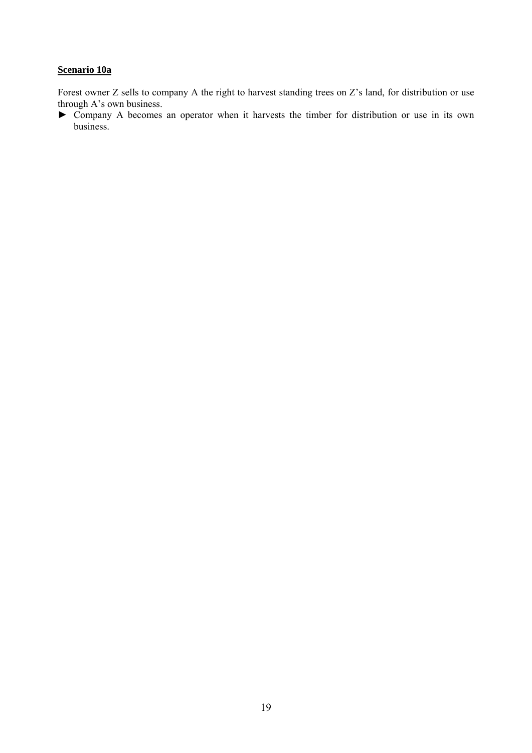**Scenario 10a**

Forest owner Z sells to company A the right to harvest standing trees on Z's land, for distribution or use through A's own business.

► Company A becomes an operator when it harvests the timber for distribution or use in its own business.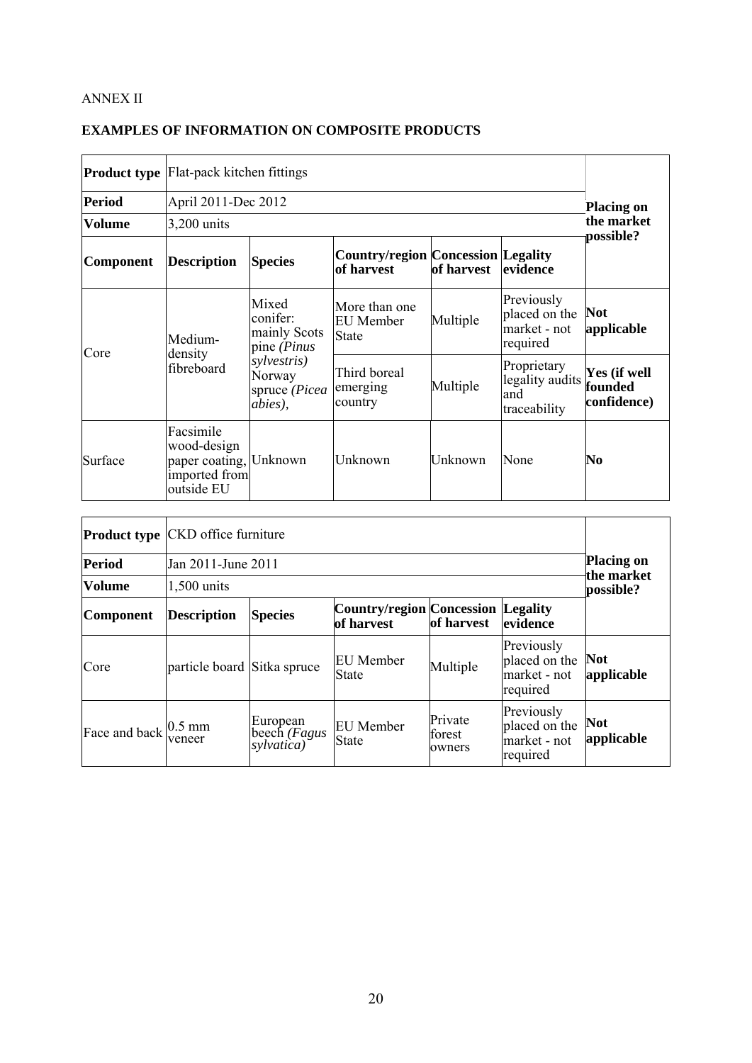ANNEX II

**EXAMPLES OF INFORMATION ON COMPOSITE PRODUCTS**

| **Product type** | Flat-pack kitchen fittings | | | | | **Placing on the market possible?** |
|---|---|---|---|---|---|---|
| **Period** | April 2011-Dec 2012 | | | | | |
| **Volume** | 3,200 units | | | | | |
| **Component** | **Description** | **Species** | **Country/region of harvest** | **Concession of harvest** | **Legality evidence** | |
| Core | Medium-density fibreboard | Mixed conifer: mainly Scots pine (*Pinus sylvestris)* Norway spruce *(Picea abies)*, | More than one EU Member State | Multiple | Previously placed on the market - not required | **Not applicable** |
| | | | Third boreal emerging country | Multiple | Proprietary legality audits and traceability | **Yes (if well founded confidence)** |
| Surface | Facsimile wood-design paper coating, imported from outside EU | Unknown | Unknown | Unknown | None | **No** |

| **Product type** | CKD office furniture | | | | | **Placing on the market possible?** |
|---|---|---|---|---|---|---|
| **Period** | Jan 2011-June 2011 | | | | | |
| **Volume** | 1,500 units | | | | | |
| **Component** | **Description** | **Species** | **Country/region of harvest** | **Concession of harvest** | **Legality evidence** | |
| Core | particle board | Sitka spruce | EU Member State | Multiple | Previously placed on the market - not required | **Not applicable** |
| Face and back | 0.5 mm veneer | European beech *(Fagus sylvatica)* | EU Member State | Private forest owners | Previously placed on the market - not required | **Not applicable** |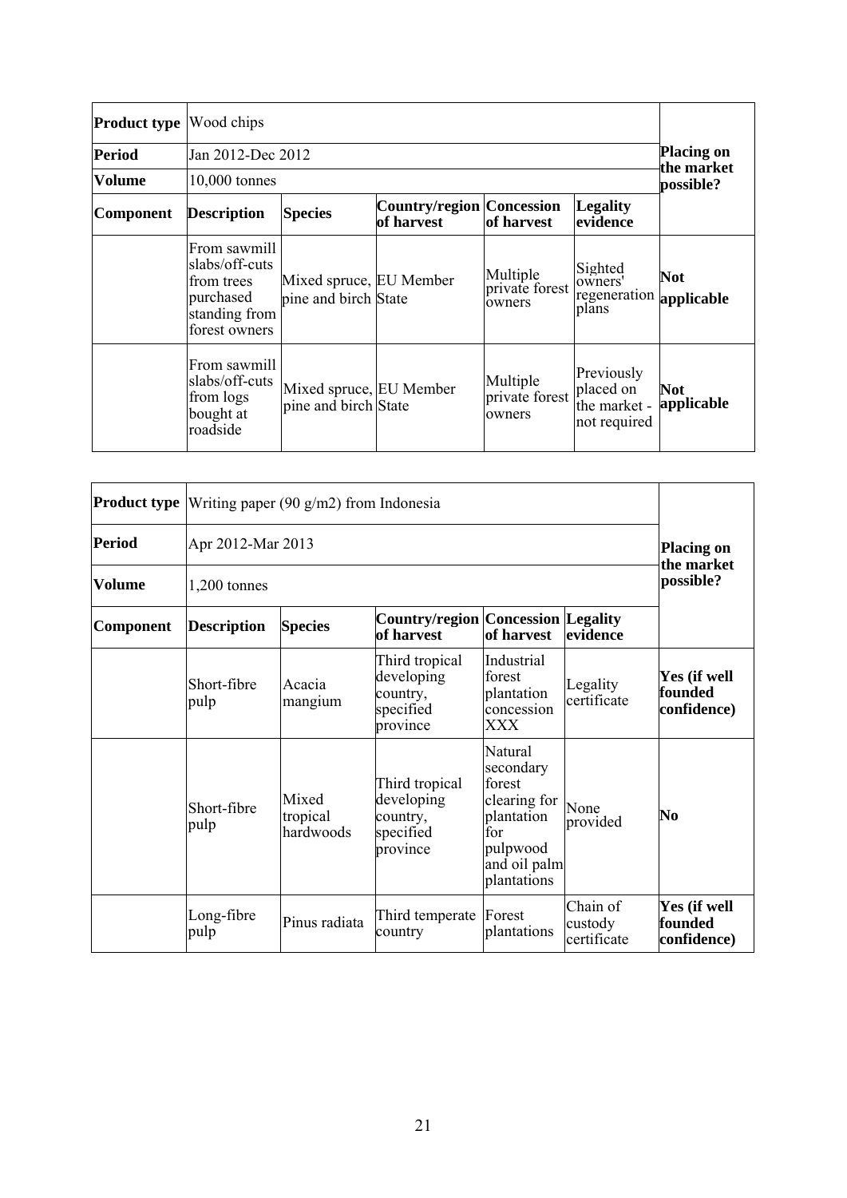| **Product type** | Wood chips | | | | | **Placing on the market possible?** |
|---|---|---|---|---|---|---|
| **Period** | Jan 2012-Dec 2012 | | | | | |
| **Volume** | 10,000 tonnes | | | | | |
| **Component** | **Description** | **Species** | **Country/region of harvest** | **Concession of harvest** | **Legality evidence** | |
| | From sawmill slabs/off-cuts from trees purchased standing from forest owners | Mixed spruce, pine and birch | EU Member State | Multiple private forest owners | Sighted owners' regeneration plans | **Not applicable** |
| | From sawmill slabs/off-cuts from logs bought at roadside | Mixed spruce, pine and birch | EU Member State | Multiple private forest owners | Previously placed on the market - not required | **Not applicable** |

| **Product type** | Writing paper (90 g/m2) from Indonesia | | | | | **Placing on the market possible?** |
|---|---|---|---|---|---|---|
| **Period** | Apr 2012-Mar 2013 | | | | | |
| **Volume** | 1,200 tonnes | | | | | |
| **Component** | **Description** | **Species** | **Country/region of harvest** | **Concession of harvest** | **Legality evidence** | |
| | Short-fibre pulp | Acacia mangium | Third tropical developing country, specified province | Industrial forest plantation concession XXX | Legality certificate | **Yes (if well founded confidence)** |
| | Short-fibre pulp | Mixed tropical hardwoods | Third tropical developing country, specified province | Natural secondary forest clearing for plantation for pulpwood and oil palm plantations | None provided | **No** |
| | Long-fibre pulp | Pinus radiata | Third temperate country | Forest plantations | Chain of custody certificate | **Yes (if well founded confidence)** |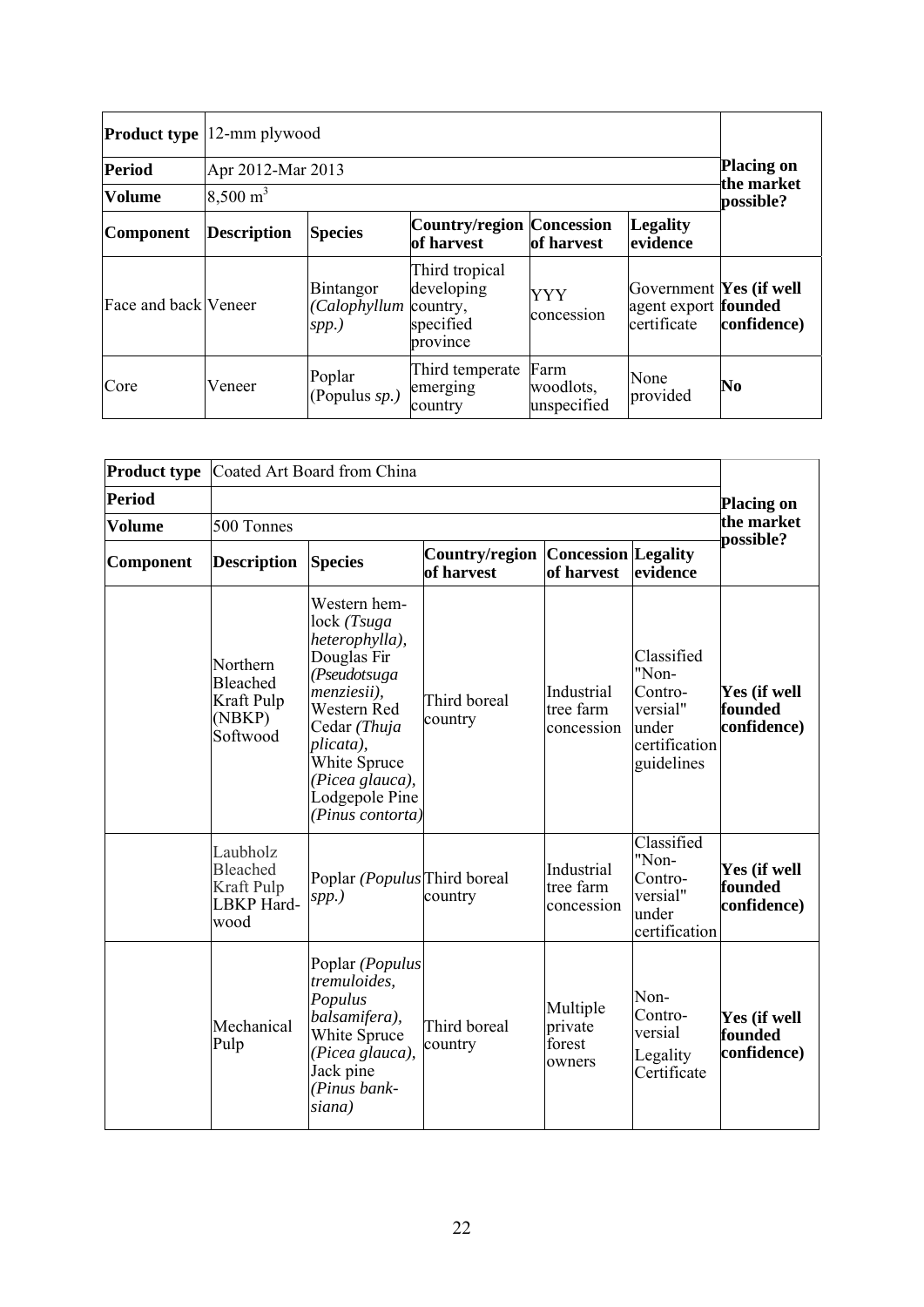| **Product type** | 12-mm plywood | | | | | **Placing on the market possible?** |
|---|---|---|---|---|---|---|
| **Period** | Apr 2012-Mar 2013 | | | | | |
| **Volume** | 8,500 $m^3$ | | | | | |
| **Component** | **Description** | **Species** | **Country/region of harvest** | **Concession of harvest** | **Legality evidence** | |
| Face and back | Veneer | Bintangor *(Calophyllum spp.)* | Third tropical developing country, specified province | YYY concession | Government agent export certificate | **Yes (if well founded confidence)** |
| Core | Veneer | Poplar (Populus *sp.)* | Third temperate emerging country | Farm woodlots, unspecified | None provided | **No** |

| **Product type** | Coated Art Board from China | | | | | **Placing on the market possible?** |
|---|---|---|---|---|---|---|
| **Period** | | | | | | |
| **Volume** | 500 Tonnes | | | | | |
| **Component** | **Description** | **Species** | **Country/region of harvest** | **Concession of harvest** | **Legality evidence** | |
| | Northern Bleached Kraft Pulp (NBKP) Softwood | Western hemlock *(Tsuga heterophylla)*, Douglas Fir *(Pseudotsuga menziesii)*, Western Red Cedar *(Thuja plicata)*, White Spruce *(Picea glauca)*, Lodgepole Pine *(Pinus contorta)* | Third boreal country | Industrial tree farm concession | Classified "Non-Controversial" under certification guidelines | **Yes (if well founded confidence)** |
| | Laubholz Bleached Kraft Pulp LBKP Hardwood | Poplar *(Populus spp.)* | Third boreal country | Industrial tree farm concession | Classified "Non-Controversial" under certification | **Yes (if well founded confidence)** |
| | Mechanical Pulp | Poplar *(Populus tremuloides, Populus balsamifera)*, White Spruce *(Picea glauca)*, Jack pine *(Pinus banksiana)* | Third boreal country | Multiple private forest owners | Non-Controversial Legality Certificate | **Yes (if well founded confidence)** |